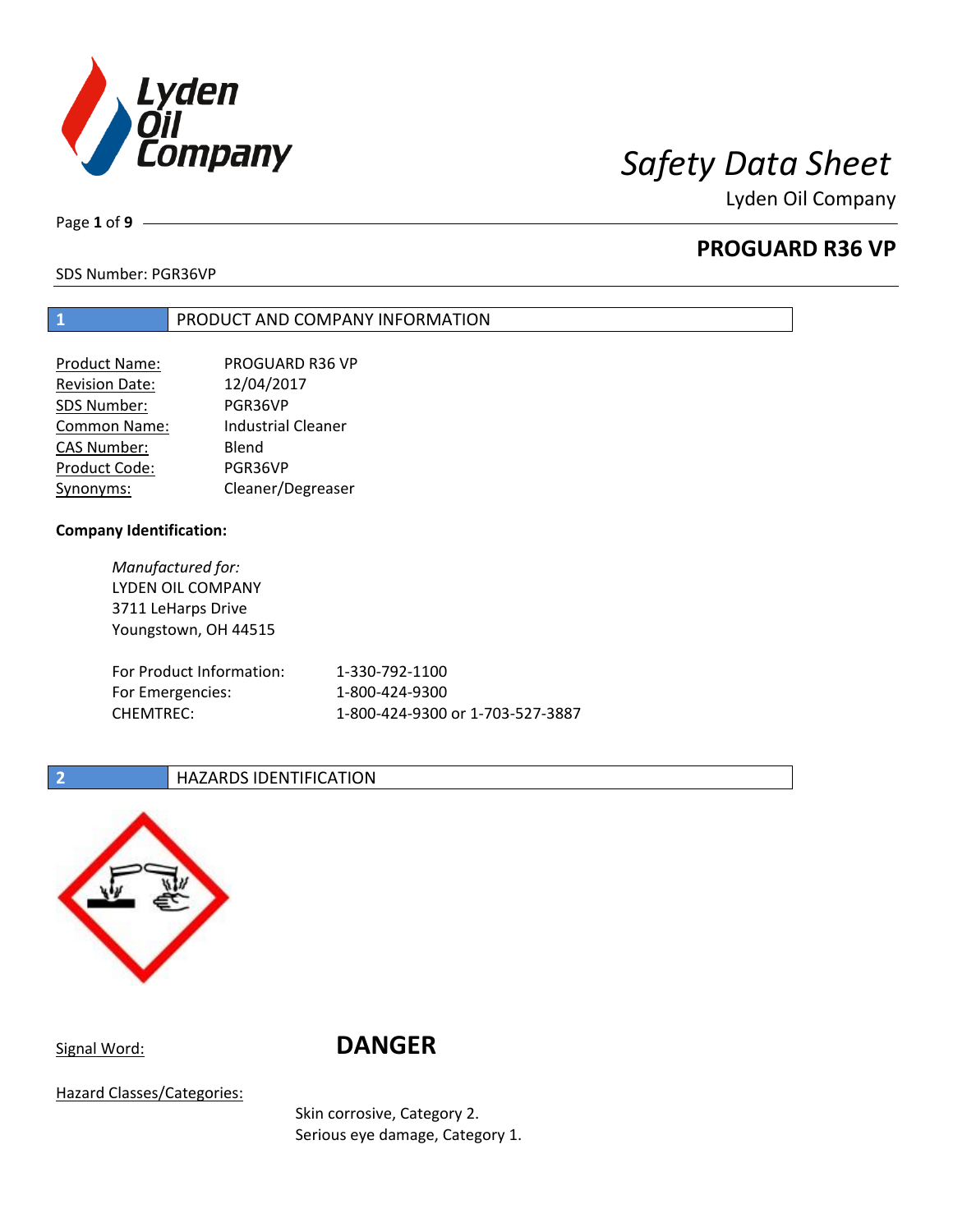# Safety Data Sheet

Lyden Oil Company

## PROGUARD R36 VP

SDS Number: PGR36VP

## 1 PRODUCT AND COMPANY INFORMATION

| | |
|---|---|
| Product Name: | PROGUARD R36 VP |
| Revision Date: | 12/04/2017 |
| SDS Number: | PGR36VP |
| Common Name: | Industrial Cleaner |
| CAS Number: | Blend |
| Product Code: | PGR36VP |
| Synonyms: | Cleaner/Degreaser |

**Company Identification:**

*Manufactured for:*
LYDEN OIL COMPANY
3711 LeHarps Drive
Youngstown, OH 44515

| | |
|---|---|
| For Product Information: | 1-330-792-1100 |
| For Emergencies: | 1-800-424-9300 |
| CHEMTREC: | 1-800-424-9300 or 1-703-527-3887 |

## 2 HAZARDS IDENTIFICATION

Signal Word: **DANGER**

Hazard Classes/Categories:

Skin corrosive, Category 2.
Serious eye damage, Category 1.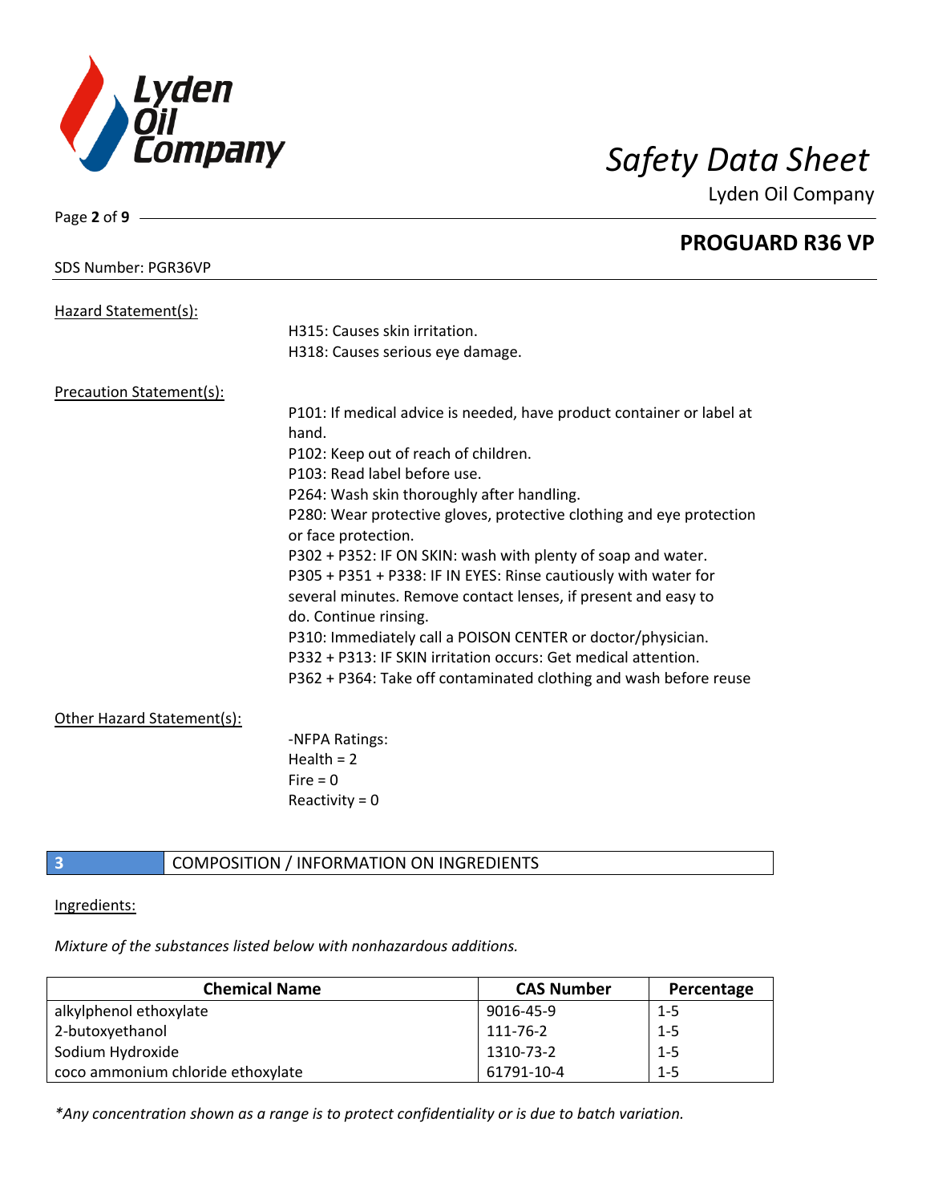SDS Number: PGR36VP

## PROGUARD R36 VP

Hazard Statement(s):

H315: Causes skin irritation.
H318: Causes serious eye damage.

Precaution Statement(s):

P101: If medical advice is needed, have product container or label at hand.
P102: Keep out of reach of children.
P103: Read label before use.
P264: Wash skin thoroughly after handling.
P280: Wear protective gloves, protective clothing and eye protection or face protection.
P302 + P352: IF ON SKIN: wash with plenty of soap and water.
P305 + P351 + P338: IF IN EYES: Rinse cautiously with water for several minutes. Remove contact lenses, if present and easy to do. Continue rinsing.
P310: Immediately call a POISON CENTER or doctor/physician.
P332 + P313: IF SKIN irritation occurs: Get medical attention.
P362 + P364: Take off contaminated clothing and wash before reuse

Other Hazard Statement(s):

-NFPA Ratings:
Health = 2
Fire = 0
Reactivity = 0

## 3 COMPOSITION / INFORMATION ON INGREDIENTS

Ingredients:

*Mixture of the substances listed below with nonhazardous additions.*

| Chemical Name | CAS Number | Percentage |
|---|---|---|
| alkylphenol ethoxylate | 9016-45-9 | 1-5 |
| 2-butoxyethanol | 111-76-2 | 1-5 |
| Sodium Hydroxide | 1310-73-2 | 1-5 |
| coco ammonium chloride ethoxylate | 61791-10-4 | 1-5 |

*\*Any concentration shown as a range is to protect confidentiality or is due to batch variation.*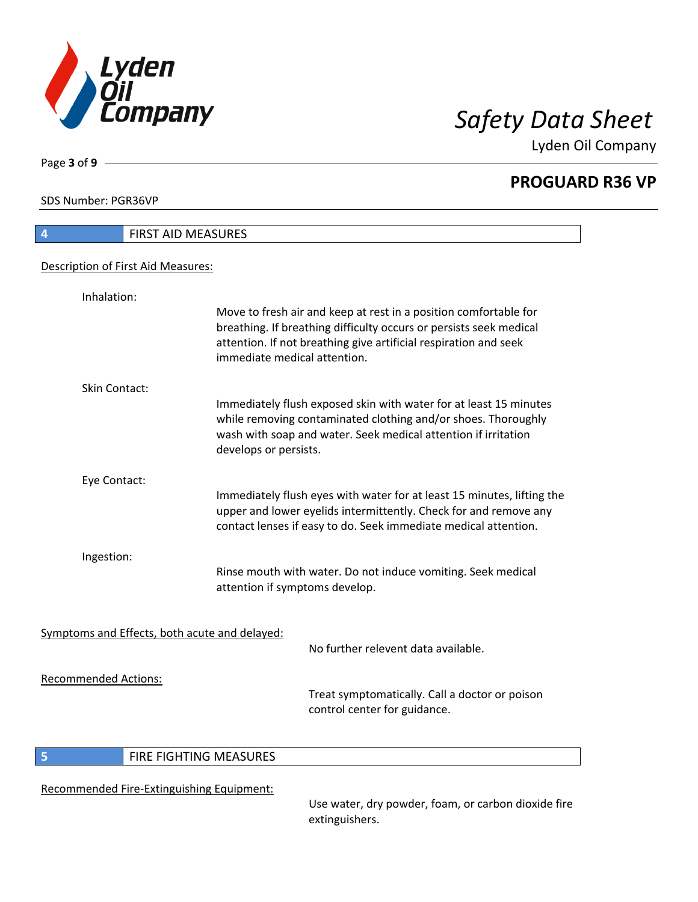## 4 FIRST AID MEASURES

Description of First Aid Measures:

Inhalation:

Move to fresh air and keep at rest in a position comfortable for breathing. If breathing difficulty occurs or persists seek medical attention. If not breathing give artificial respiration and seek immediate medical attention.

Skin Contact:

Immediately flush exposed skin with water for at least 15 minutes while removing contaminated clothing and/or shoes. Thoroughly wash with soap and water. Seek medical attention if irritation develops or persists.

Eye Contact:

Immediately flush eyes with water for at least 15 minutes, lifting the upper and lower eyelids intermittently. Check for and remove any contact lenses if easy to do. Seek immediate medical attention.

Ingestion:

Rinse mouth with water. Do not induce vomiting. Seek medical attention if symptoms develop.

Symptoms and Effects, both acute and delayed:

No further relevent data available.

Recommended Actions:

Treat symptomatically. Call a doctor or poison control center for guidance.

## 5 FIRE FIGHTING MEASURES

Recommended Fire-Extinguishing Equipment:

Use water, dry powder, foam, or carbon dioxide fire extinguishers.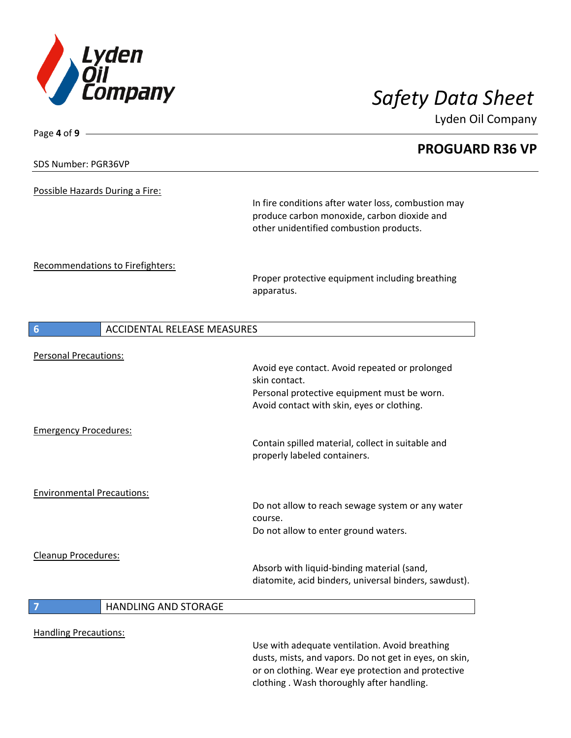**Possible Hazards During a Fire:**

In fire conditions after water loss, combustion may produce carbon monoxide, carbon dioxide and other unidentified combustion products.

**Recommendations to Firefighters:**

Proper protective equipment including breathing apparatus.

## 6 ACCIDENTAL RELEASE MEASURES

**Personal Precautions:**

Avoid eye contact. Avoid repeated or prolonged skin contact.
Personal protective equipment must be worn.
Avoid contact with skin, eyes or clothing.

**Emergency Procedures:**

Contain spilled material, collect in suitable and properly labeled containers.

**Environmental Precautions:**

Do not allow to reach sewage system or any water course.
Do not allow to enter ground waters.

**Cleanup Procedures:**

Absorb with liquid-binding material (sand, diatomite, acid binders, universal binders, sawdust).

## 7 HANDLING AND STORAGE

**Handling Precautions:**

Use with adequate ventilation. Avoid breathing dusts, mists, and vapors. Do not get in eyes, on skin, or on clothing. Wear eye protection and protective clothing . Wash thoroughly after handling.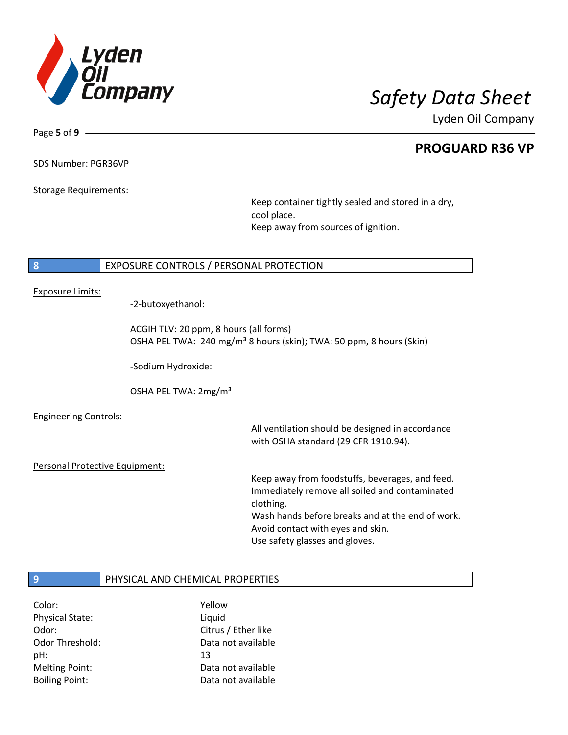SDS Number: PGR36VP

Storage Requirements:

Keep container tightly sealed and stored in a dry, cool place.
Keep away from sources of ignition.

## 8 EXPOSURE CONTROLS / PERSONAL PROTECTION

Exposure Limits:

-2-butoxyethanol:

ACGIH TLV: 20 ppm, 8 hours (all forms)
OSHA PEL TWA: 240 mg/m³ 8 hours (skin); TWA: 50 ppm, 8 hours (Skin)

-Sodium Hydroxide:

OSHA PEL TWA: 2mg/m³

Engineering Controls:

All ventilation should be designed in accordance with OSHA standard (29 CFR 1910.94).

Personal Protective Equipment:

Keep away from foodstuffs, beverages, and feed.
Immediately remove all soiled and contaminated clothing.
Wash hands before breaks and at the end of work.
Avoid contact with eyes and skin.
Use safety glasses and gloves.

## 9 PHYSICAL AND CHEMICAL PROPERTIES

| | |
|---|---|
| Color: | Yellow |
| Physical State: | Liquid |
| Odor: | Citrus / Ether like |
| Odor Threshold: | Data not available |
| pH: | 13 |
| Melting Point: | Data not available |
| Boiling Point: | Data not available |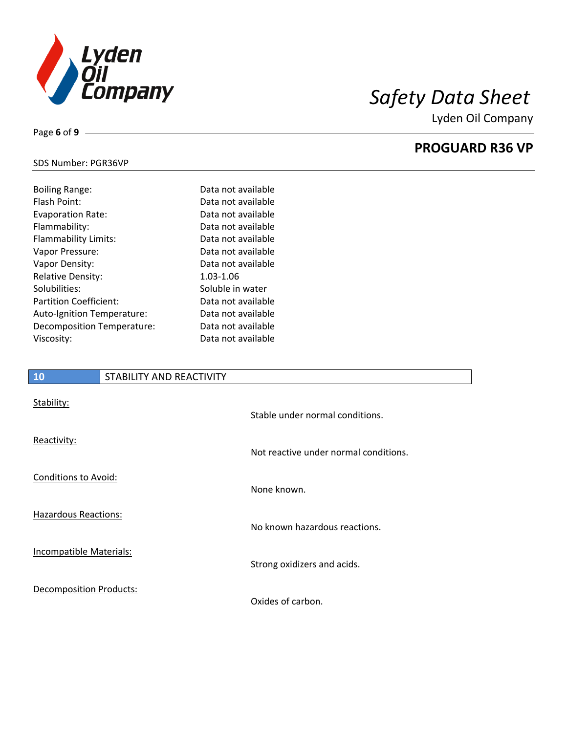| Property | Value |
| --- | --- |
| Boiling Range: | Data not available |
| Flash Point: | Data not available |
| Evaporation Rate: | Data not available |
| Flammability: | Data not available |
| Flammability Limits: | Data not available |
| Vapor Pressure: | Data not available |
| Vapor Density: | Data not available |
| Relative Density: | 1.03-1.06 |
| Solubilities: | Soluble in water |
| Partition Coefficient: | Data not available |
| Auto-Ignition Temperature: | Data not available |
| Decomposition Temperature: | Data not available |
| Viscosity: | Data not available |

## 10 STABILITY AND REACTIVITY

Stability:
Stable under normal conditions.

Reactivity:
Not reactive under normal conditions.

Conditions to Avoid:
None known.

Hazardous Reactions:
No known hazardous reactions.

Incompatible Materials:
Strong oxidizers and acids.

Decomposition Products:
Oxides of carbon.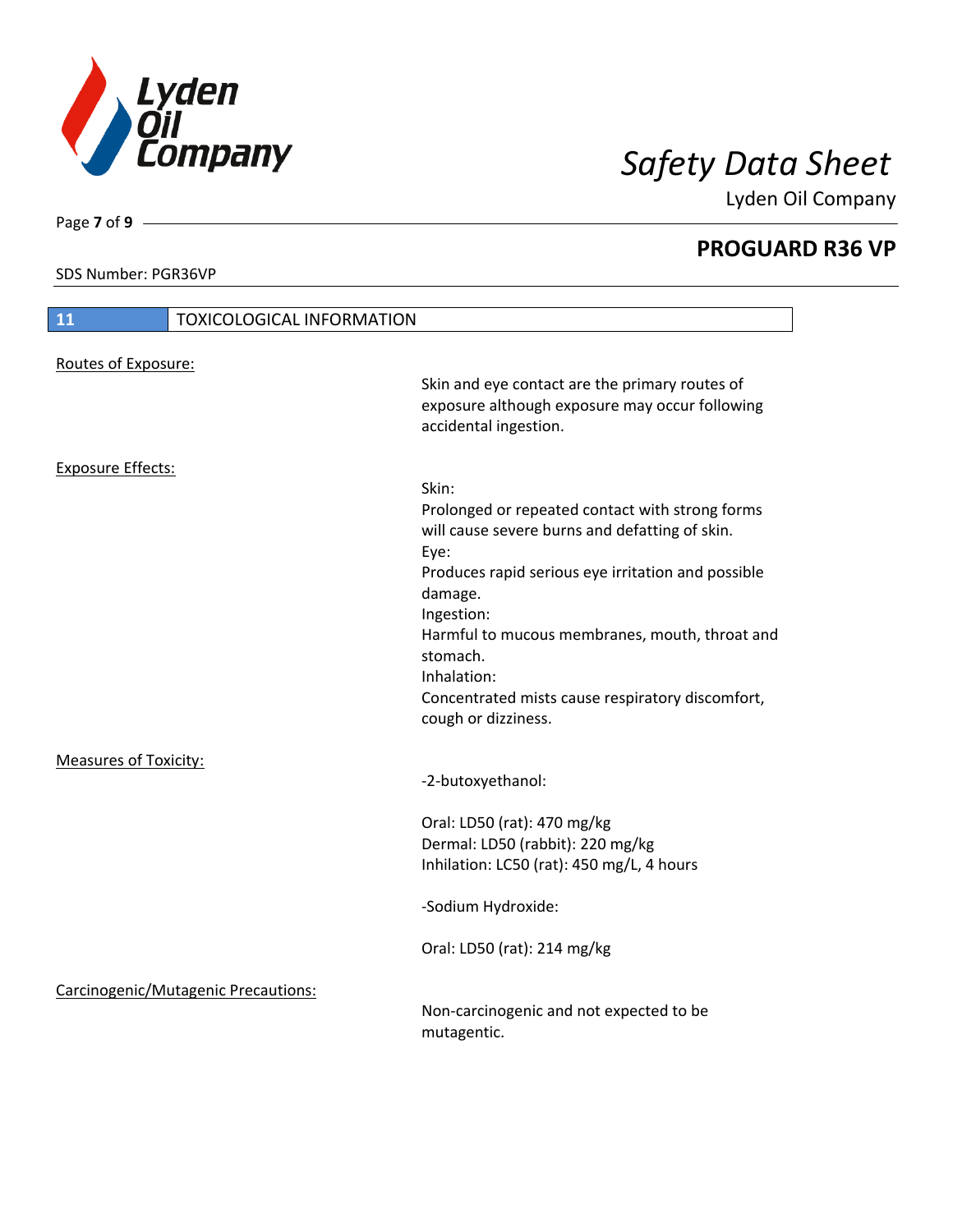## 11 TOXICOLOGICAL INFORMATION

Routes of Exposure:

Skin and eye contact are the primary routes of exposure although exposure may occur following accidental ingestion.

Exposure Effects:

Skin:
Prolonged or repeated contact with strong forms will cause severe burns and defatting of skin.
Eye:
Produces rapid serious eye irritation and possible damage.
Ingestion:
Harmful to mucous membranes, mouth, throat and stomach.
Inhalation:
Concentrated mists cause respiratory discomfort, cough or dizziness.

Measures of Toxicity:

-2-butoxyethanol:

Oral: LD50 (rat): 470 mg/kg
Dermal: LD50 (rabbit): 220 mg/kg
Inhilation: LC50 (rat): 450 mg/L, 4 hours

-Sodium Hydroxide:

Oral: LD50 (rat): 214 mg/kg

Carcinogenic/Mutagenic Precautions:

Non-carcinogenic and not expected to be mutagentic.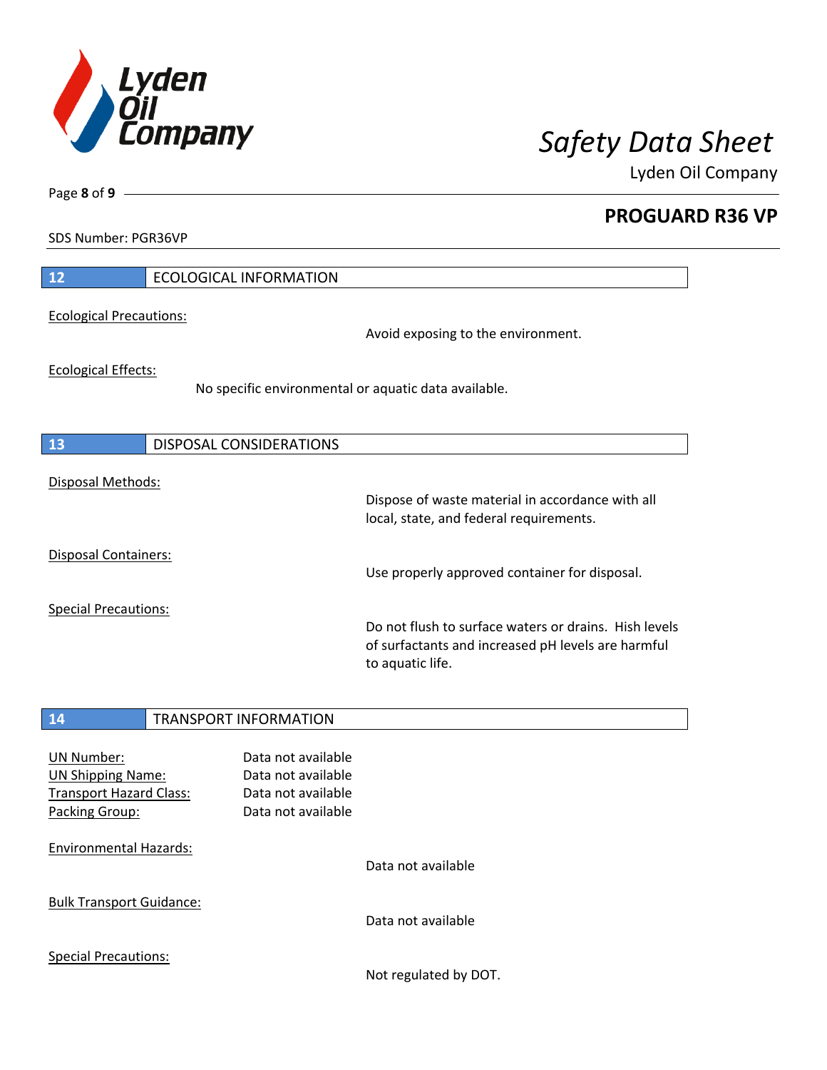## 12 ECOLOGICAL INFORMATION

Ecological Precautions:

Avoid exposing to the environment.

Ecological Effects:

No specific environmental or aquatic data available.

## 13 DISPOSAL CONSIDERATIONS

Disposal Methods:

Dispose of waste material in accordance with all local, state, and federal requirements.

Disposal Containers:

Use properly approved container for disposal.

Special Precautions:

Do not flush to surface waters or drains. Hish levels of surfactants and increased pH levels are harmful to aquatic life.

## 14 TRANSPORT INFORMATION

UN Number: Data not available
UN Shipping Name: Data not available
Transport Hazard Class: Data not available
Packing Group: Data not available

Environmental Hazards:

Data not available

Bulk Transport Guidance:

Data not available

Special Precautions:

Not regulated by DOT.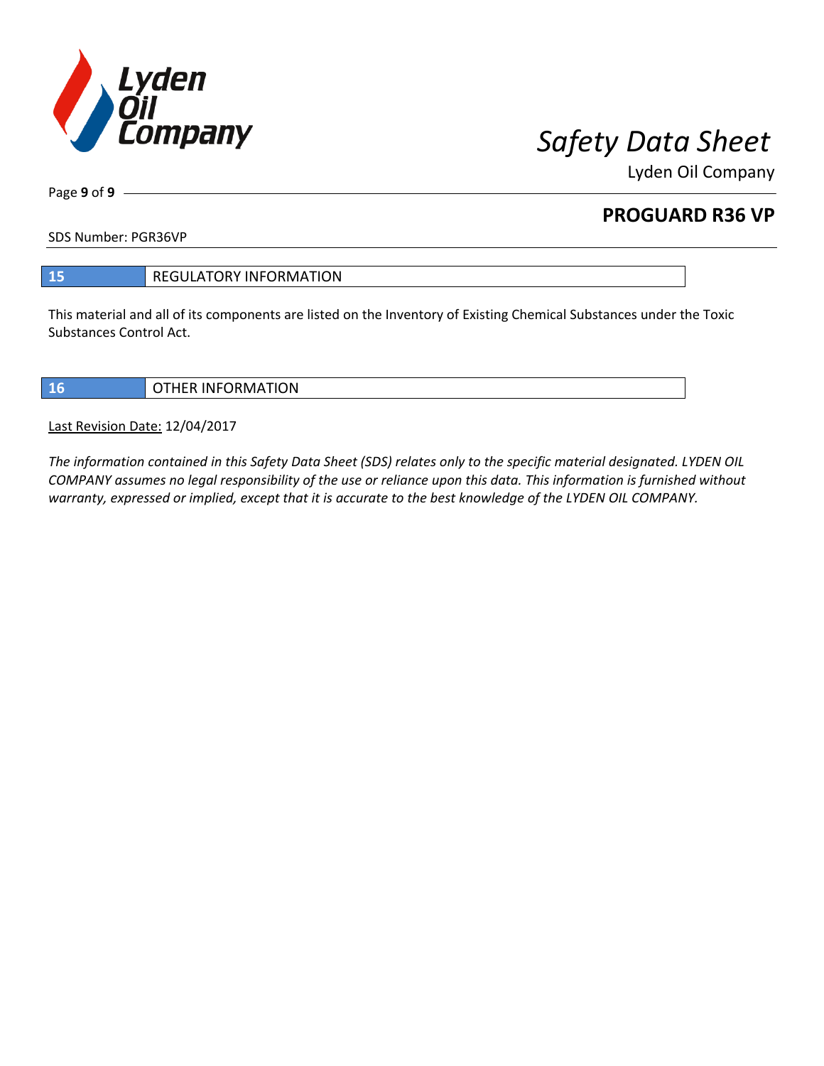## 15 REGULATORY INFORMATION

This material and all of its components are listed on the Inventory of Existing Chemical Substances under the Toxic Substances Control Act.

## 16 OTHER INFORMATION

Last Revision Date: 12/04/2017

*The information contained in this Safety Data Sheet (SDS) relates only to the specific material designated. LYDEN OIL COMPANY assumes no legal responsibility of the use or reliance upon this data. This information is furnished without warranty, expressed or implied, except that it is accurate to the best knowledge of the LYDEN OIL COMPANY.*